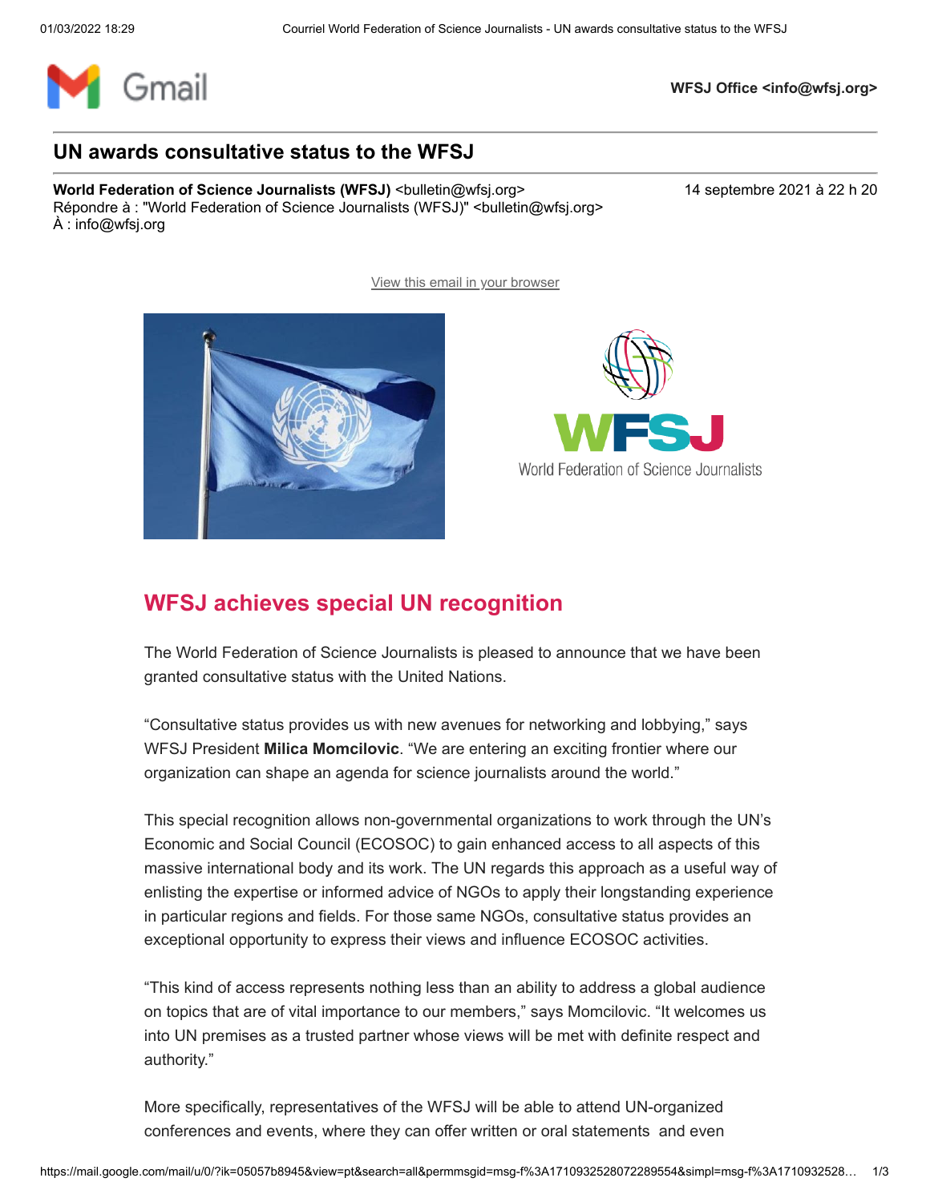WFSJ Office <info@wfsj.org>

## UN awards consultative status to the WFSJ

**World Federation of Science Journalists (WFSJ)** <bulletin@wfsj.org> 14 septembre 2021 à 22 h 20
Répondre à : "World Federation of Science Journalists (WFSJ)" <bulletin@wfsj.org>
À : info@wfsj.org

View this email in your browser

# WFSJ achieves special UN recognition

The World Federation of Science Journalists is pleased to announce that we have been granted consultative status with the United Nations.

"Consultative status provides us with new avenues for networking and lobbying," says WFSJ President **Milica Momcilovic**. "We are entering an exciting frontier where our organization can shape an agenda for science journalists around the world."

This special recognition allows non-governmental organizations to work through the UN's Economic and Social Council (ECOSOC) to gain enhanced access to all aspects of this massive international body and its work. The UN regards this approach as a useful way of enlisting the expertise or informed advice of NGOs to apply their longstanding experience in particular regions and fields. For those same NGOs, consultative status provides an exceptional opportunity to express their views and influence ECOSOC activities.

"This kind of access represents nothing less than an ability to address a global audience on topics that are of vital importance to our members," says Momcilovic. "It welcomes us into UN premises as a trusted partner whose views will be met with definite respect and authority."

More specifically, representatives of the WFSJ will be able to attend UN-organized conferences and events, where they can offer written or oral statements and even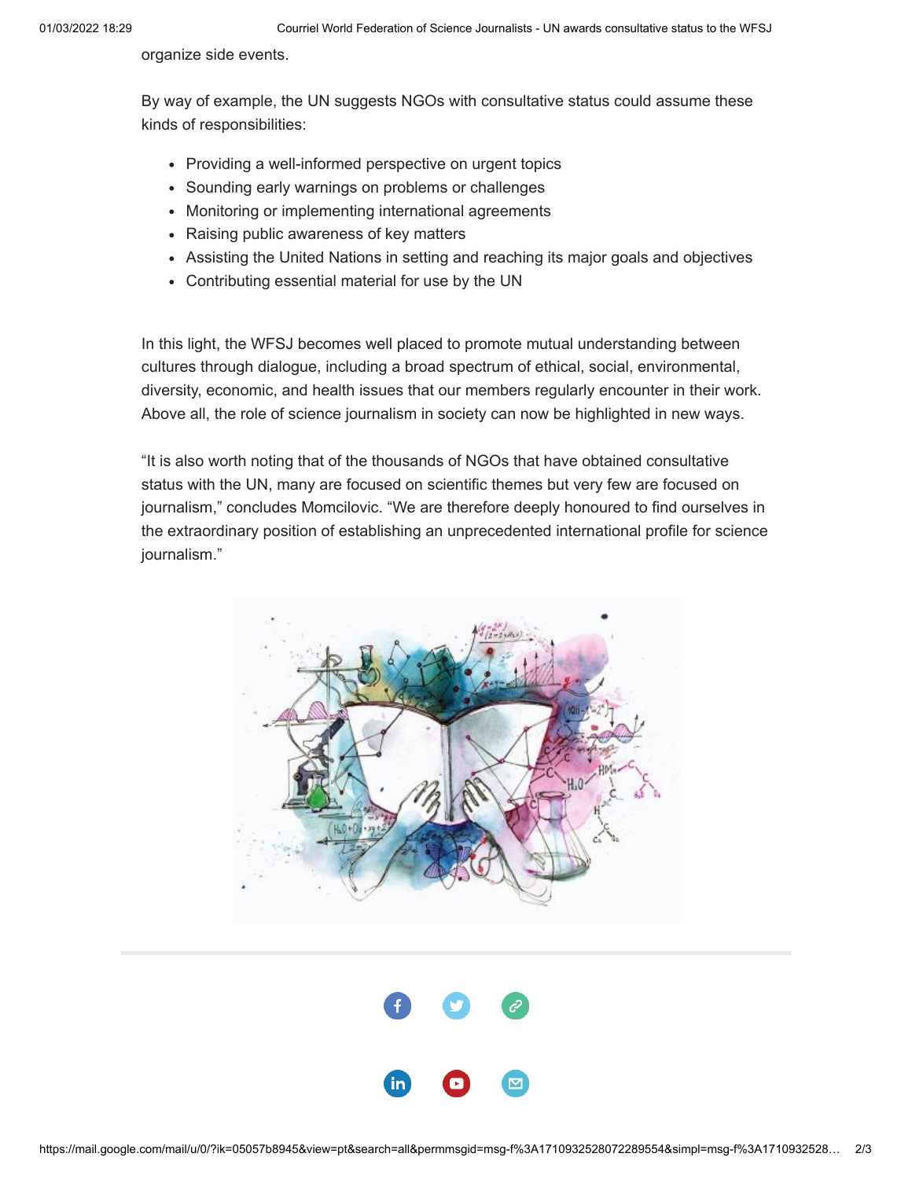organize side events.

By way of example, the UN suggests NGOs with consultative status could assume these kinds of responsibilities:

- Providing a well-informed perspective on urgent topics
- Sounding early warnings on problems or challenges
- Monitoring or implementing international agreements
- Raising public awareness of key matters
- Assisting the United Nations in setting and reaching its major goals and objectives
- Contributing essential material for use by the UN

In this light, the WFSJ becomes well placed to promote mutual understanding between cultures through dialogue, including a broad spectrum of ethical, social, environmental, diversity, economic, and health issues that our members regularly encounter in their work. Above all, the role of science journalism in society can now be highlighted in new ways.

“It is also worth noting that of the thousands of NGOs that have obtained consultative status with the UN, many are focused on scientific themes but very few are focused on journalism,” concludes Momcilovic. “We are therefore deeply honoured to find ourselves in the extraordinary position of establishing an unprecedented international profile for science journalism.”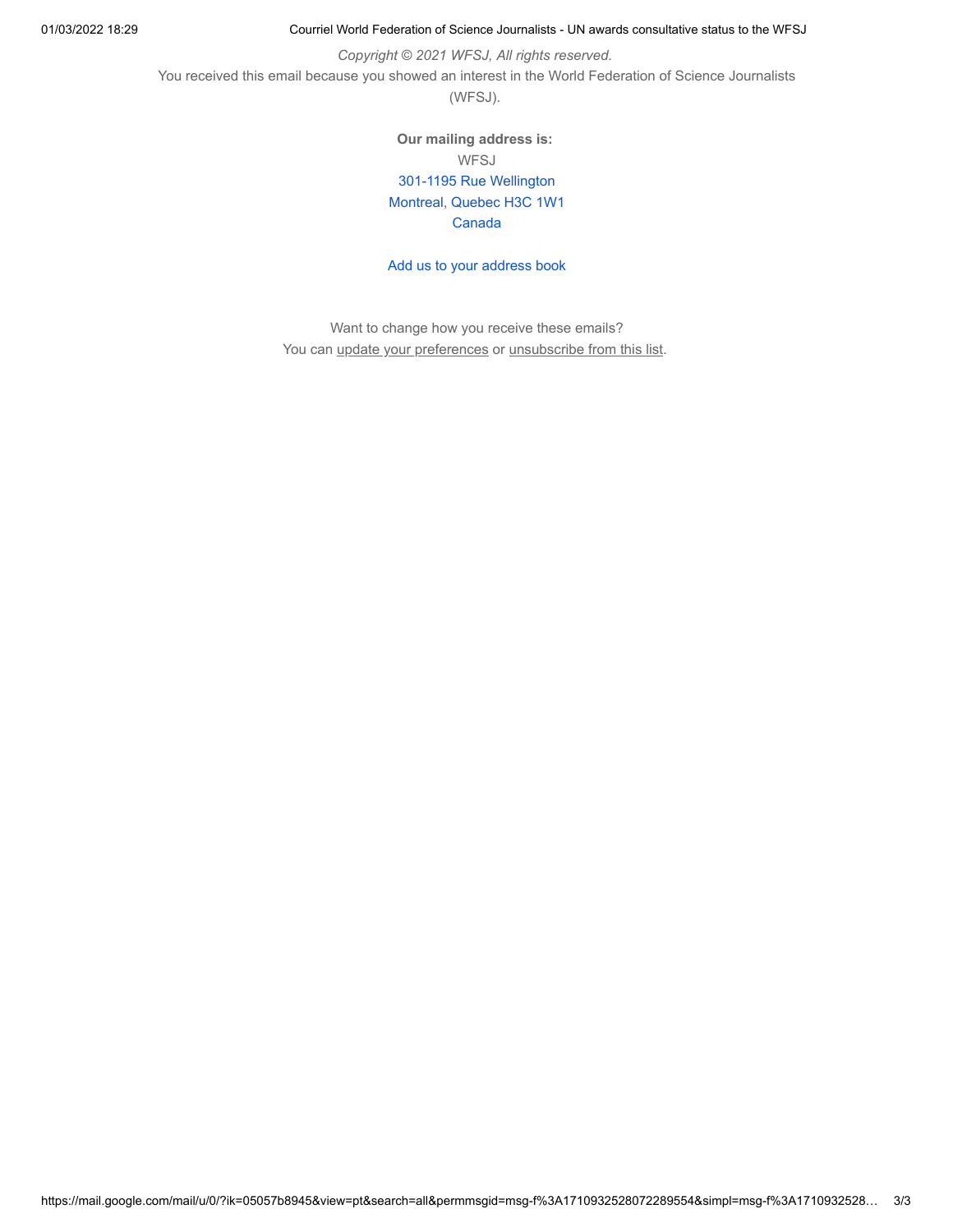*Copyright © 2021 WFSJ, All rights reserved.*

You received this email because you showed an interest in the World Federation of Science Journalists (WFSJ).

**Our mailing address is:**

WFSJ

301-1195 Rue Wellington

Montreal, Quebec H3C 1W1

Canada

Add us to your address book

Want to change how you receive these emails?

You can update your preferences or unsubscribe from this list.